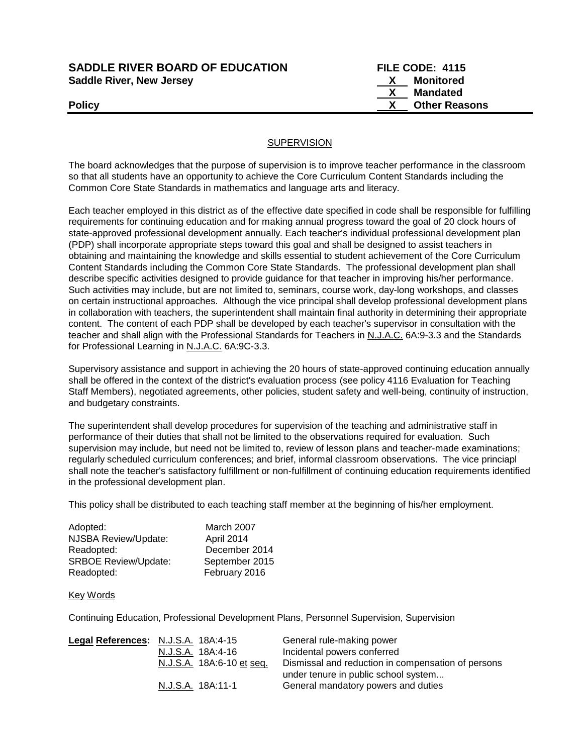**SADDLE RIVER BOARD OF EDUCATION** **FILE CODE: 4115**
**Saddle River, New Jersey**

X Monitored
X Mandated
**Policy** X Other Reasons

SUPERVISION

The board acknowledges that the purpose of supervision is to improve teacher performance in the classroom so that all students have an opportunity to achieve the Core Curriculum Content Standards including the Common Core State Standards in mathematics and language arts and literacy.

Each teacher employed in this district as of the effective date specified in code shall be responsible for fulfilling requirements for continuing education and for making annual progress toward the goal of 20 clock hours of state-approved professional development annually. Each teacher's individual professional development plan (PDP) shall incorporate appropriate steps toward this goal and shall be designed to assist teachers in obtaining and maintaining the knowledge and skills essential to student achievement of the Core Curriculum Content Standards including the Common Core State Standards. The professional development plan shall describe specific activities designed to provide guidance for that teacher in improving his/her performance. Such activities may include, but are not limited to, seminars, course work, day-long workshops, and classes on certain instructional approaches. Although the vice principal shall develop professional development plans in collaboration with teachers, the superintendent shall maintain final authority in determining their appropriate content. The content of each PDP shall be developed by each teacher's supervisor in consultation with the teacher and shall align with the Professional Standards for Teachers in N.J.A.C. 6A:9-3.3 and the Standards for Professional Learning in N.J.A.C. 6A:9C-3.3.

Supervisory assistance and support in achieving the 20 hours of state-approved continuing education annually shall be offered in the context of the district's evaluation process (see policy 4116 Evaluation for Teaching Staff Members), negotiated agreements, other policies, student safety and well-being, continuity of instruction, and budgetary constraints.

The superintendent shall develop procedures for supervision of the teaching and administrative staff in performance of their duties that shall not be limited to the observations required for evaluation. Such supervision may include, but need not be limited to, review of lesson plans and teacher-made examinations; regularly scheduled curriculum conferences; and brief, informal classroom observations. The vice princiapl shall note the teacher's satisfactory fulfillment or non-fulfillment of continuing education requirements identified in the professional development plan.

This policy shall be distributed to each teaching staff member at the beginning of his/her employment.

| | |
|---|---|
| Adopted: | March 2007 |
| NJSBA Review/Update: | April 2014 |
| Readopted: | December 2014 |
| SRBOE Review/Update: | September 2015 |
| Readopted: | February 2016 |

Key Words

Continuing Education, Professional Development Plans, Personnel Supervision, Supervision

| **Legal References:** | | |
|---|---|---|
| | N.J.S.A. 18A:4-15 | General rule-making power |
| | N.J.S.A. 18A:4-16 | Incidental powers conferred |
| | N.J.S.A. 18A:6-10 et seq. | Dismissal and reduction in compensation of persons under tenure in public school system... |
| | N.J.S.A. 18A:11-1 | General mandatory powers and duties |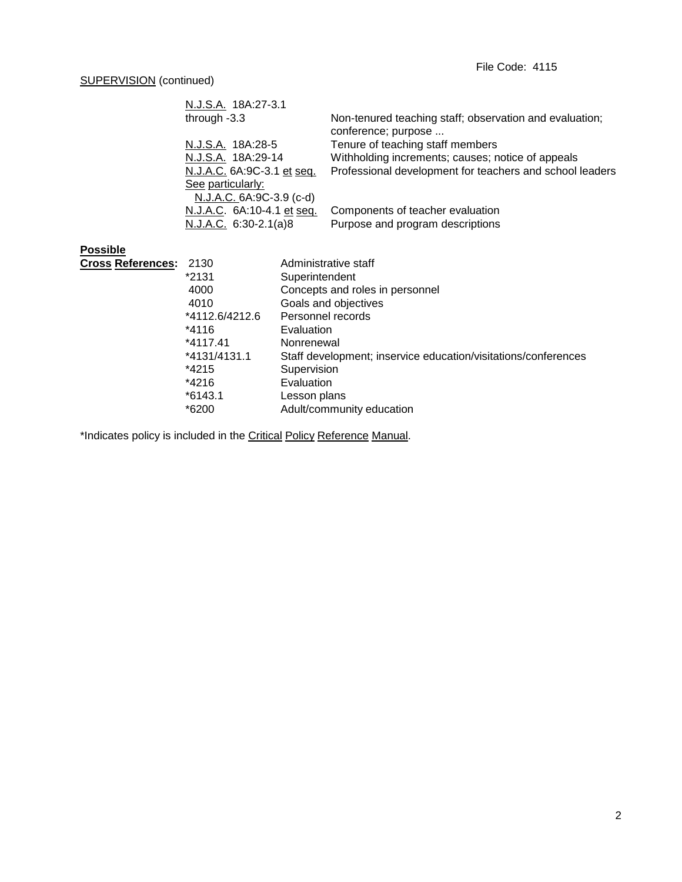File Code: 4115

SUPERVISION (continued)

| | |
|---|---|
| N.J.S.A. 18A:27-3.1 through -3.3 | Non-tenured teaching staff; observation and evaluation; conference; purpose ... |
| N.J.S.A. 18A:28-5 | Tenure of teaching staff members |
| N.J.S.A. 18A:29-14 | Withholding increments; causes; notice of appeals |
| N.J.A.C. 6A:9C-3.1 et seq. See particularly: N.J.A.C. 6A:9C-3.9 (c-d) | Professional development for teachers and school leaders |
| N.J.A.C. 6A:10-4.1 et seq. | Components of teacher evaluation |
| N.J.A.C. 6:30-2.1(a)8 | Purpose and program descriptions |

**Possible Cross References:**

| | |
|---|---|
| 2130 | Administrative staff |
| *2131 | Superintendent |
| 4000 | Concepts and roles in personnel |
| 4010 | Goals and objectives |
| *4112.6/4212.6 | Personnel records |
| *4116 | Evaluation |
| *4117.41 | Nonrenewal |
| *4131/4131.1 | Staff development; inservice education/visitations/conferences |
| *4215 | Supervision |
| *4216 | Evaluation |
| *6143.1 | Lesson plans |
| *6200 | Adult/community education |

*Indicates policy is included in the Critical Policy Reference Manual.